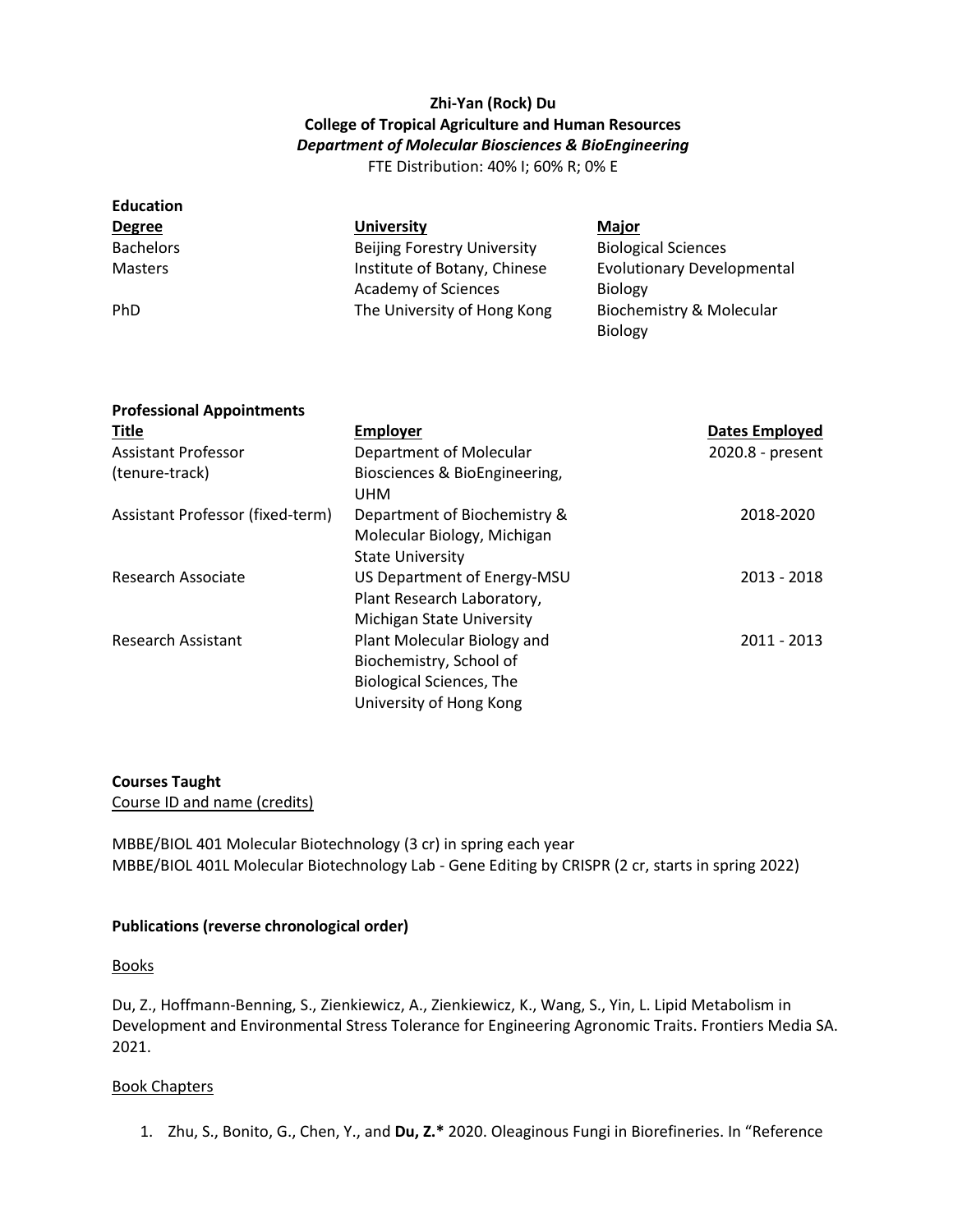**Zhi-Yan (Rock) Du**
**College of Tropical Agriculture and Human Resources**
***Department of Molecular Biosciences & BioEngineering***
FTE Distribution: 40% I; 60% R; 0% E

**Education**

| Degree | University | Major |
|---|---|---|
| Bachelors | Beijing Forestry University | Biological Sciences |
| Masters | Institute of Botany, Chinese Academy of Sciences | Evolutionary Developmental Biology |
| PhD | The University of Hong Kong | Biochemistry & Molecular Biology |

**Professional Appointments**

| Title | Employer | Dates Employed |
|---|---|---|
| Assistant Professor (tenure-track) | Department of Molecular Biosciences & BioEngineering, UHM | 2020.8 - present |
| Assistant Professor (fixed-term) | Department of Biochemistry & Molecular Biology, Michigan State University | 2018-2020 |
| Research Associate | US Department of Energy-MSU Plant Research Laboratory, Michigan State University | 2013 - 2018 |
| Research Assistant | Plant Molecular Biology and Biochemistry, School of Biological Sciences, The University of Hong Kong | 2011 - 2013 |

**Courses Taught**

Course ID and name (credits)

MBBE/BIOL 401 Molecular Biotechnology (3 cr) in spring each year
MBBE/BIOL 401L Molecular Biotechnology Lab - Gene Editing by CRISPR (2 cr, starts in spring 2022)

**Publications (reverse chronological order)**

Books

Du, Z., Hoffmann-Benning, S., Zienkiewicz, A., Zienkiewicz, K., Wang, S., Yin, L. Lipid Metabolism in Development and Environmental Stress Tolerance for Engineering Agronomic Traits. Frontiers Media SA. 2021.

Book Chapters

1. Zhu, S., Bonito, G., Chen, Y., and **Du, Z.*** 2020. Oleaginous Fungi in Biorefineries. In "Reference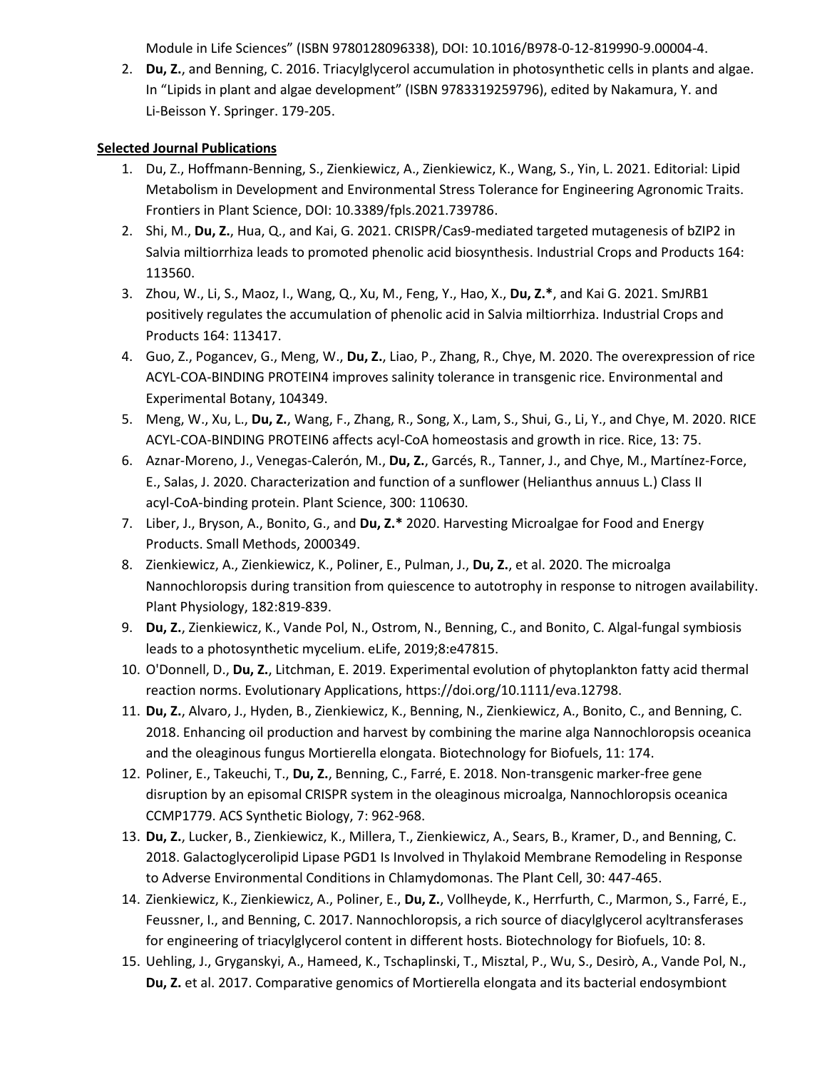Module in Life Sciences" (ISBN 9780128096338), DOI: 10.1016/B978-0-12-819990-9.00004-4.

2. **Du, Z.**, and Benning, C. 2016. Triacylglycerol accumulation in photosynthetic cells in plants and algae. In "Lipids in plant and algae development" (ISBN 9783319259796), edited by Nakamura, Y. and Li-Beisson Y. Springer. 179-205.

**Selected Journal Publications**

1. Du, Z., Hoffmann-Benning, S., Zienkiewicz, A., Zienkiewicz, K., Wang, S., Yin, L. 2021. Editorial: Lipid Metabolism in Development and Environmental Stress Tolerance for Engineering Agronomic Traits. Frontiers in Plant Science, DOI: 10.3389/fpls.2021.739786.
2. Shi, M., **Du, Z.**, Hua, Q., and Kai, G. 2021. CRISPR/Cas9-mediated targeted mutagenesis of bZIP2 in Salvia miltiorrhiza leads to promoted phenolic acid biosynthesis. Industrial Crops and Products 164: 113560.
3. Zhou, W., Li, S., Maoz, I., Wang, Q., Xu, M., Feng, Y., Hao, X., **Du, Z.***, and Kai G. 2021. SmJRB1 positively regulates the accumulation of phenolic acid in Salvia miltiorrhiza. Industrial Crops and Products 164: 113417.
4. Guo, Z., Pogancev, G., Meng, W., **Du, Z.**, Liao, P., Zhang, R., Chye, M. 2020. The overexpression of rice ACYL-COA-BINDING PROTEIN4 improves salinity tolerance in transgenic rice. Environmental and Experimental Botany, 104349.
5. Meng, W., Xu, L., **Du, Z.**, Wang, F., Zhang, R., Song, X., Lam, S., Shui, G., Li, Y., and Chye, M. 2020. RICE ACYL-COA-BINDING PROTEIN6 affects acyl-CoA homeostasis and growth in rice. Rice, 13: 75.
6. Aznar-Moreno, J., Venegas-Calerón, M., **Du, Z.**, Garcés, R., Tanner, J., and Chye, M., Martínez-Force, E., Salas, J. 2020. Characterization and function of a sunflower (Helianthus annuus L.) Class II acyl-CoA-binding protein. Plant Science, 300: 110630.
7. Liber, J., Bryson, A., Bonito, G., and **Du, Z.*** 2020. Harvesting Microalgae for Food and Energy Products. Small Methods, 2000349.
8. Zienkiewicz, A., Zienkiewicz, K., Poliner, E., Pulman, J., **Du, Z.**, et al. 2020. The microalga Nannochloropsis during transition from quiescence to autotrophy in response to nitrogen availability. Plant Physiology, 182:819-839.
9. **Du, Z.**, Zienkiewicz, K., Vande Pol, N., Ostrom, N., Benning, C., and Bonito, C. Algal-fungal symbiosis leads to a photosynthetic mycelium. eLife, 2019;8:e47815.
10. O'Donnell, D., **Du, Z.**, Litchman, E. 2019. Experimental evolution of phytoplankton fatty acid thermal reaction norms. Evolutionary Applications, https://doi.org/10.1111/eva.12798.
11. **Du, Z.**, Alvaro, J., Hyden, B., Zienkiewicz, K., Benning, N., Zienkiewicz, A., Bonito, C., and Benning, C. 2018. Enhancing oil production and harvest by combining the marine alga Nannochloropsis oceanica and the oleaginous fungus Mortierella elongata. Biotechnology for Biofuels, 11: 174.
12. Poliner, E., Takeuchi, T., **Du, Z.**, Benning, C., Farré, E. 2018. Non-transgenic marker-free gene disruption by an episomal CRISPR system in the oleaginous microalga, Nannochloropsis oceanica CCMP1779. ACS Synthetic Biology, 7: 962-968.
13. **Du, Z.**, Lucker, B., Zienkiewicz, K., Millera, T., Zienkiewicz, A., Sears, B., Kramer, D., and Benning, C. 2018. Galactoglycerolipid Lipase PGD1 Is Involved in Thylakoid Membrane Remodeling in Response to Adverse Environmental Conditions in Chlamydomonas. The Plant Cell, 30: 447-465.
14. Zienkiewicz, K., Zienkiewicz, A., Poliner, E., **Du, Z.**, Vollheyde, K., Herrfurth, C., Marmon, S., Farré, E., Feussner, I., and Benning, C. 2017. Nannochloropsis, a rich source of diacylglycerol acyltransferases for engineering of triacylglycerol content in different hosts. Biotechnology for Biofuels, 10: 8.
15. Uehling, J., Gryganskyi, A., Hameed, K., Tschaplinski, T., Misztal, P., Wu, S., Desirò, A., Vande Pol, N., **Du, Z.** et al. 2017. Comparative genomics of Mortierella elongata and its bacterial endosymbiont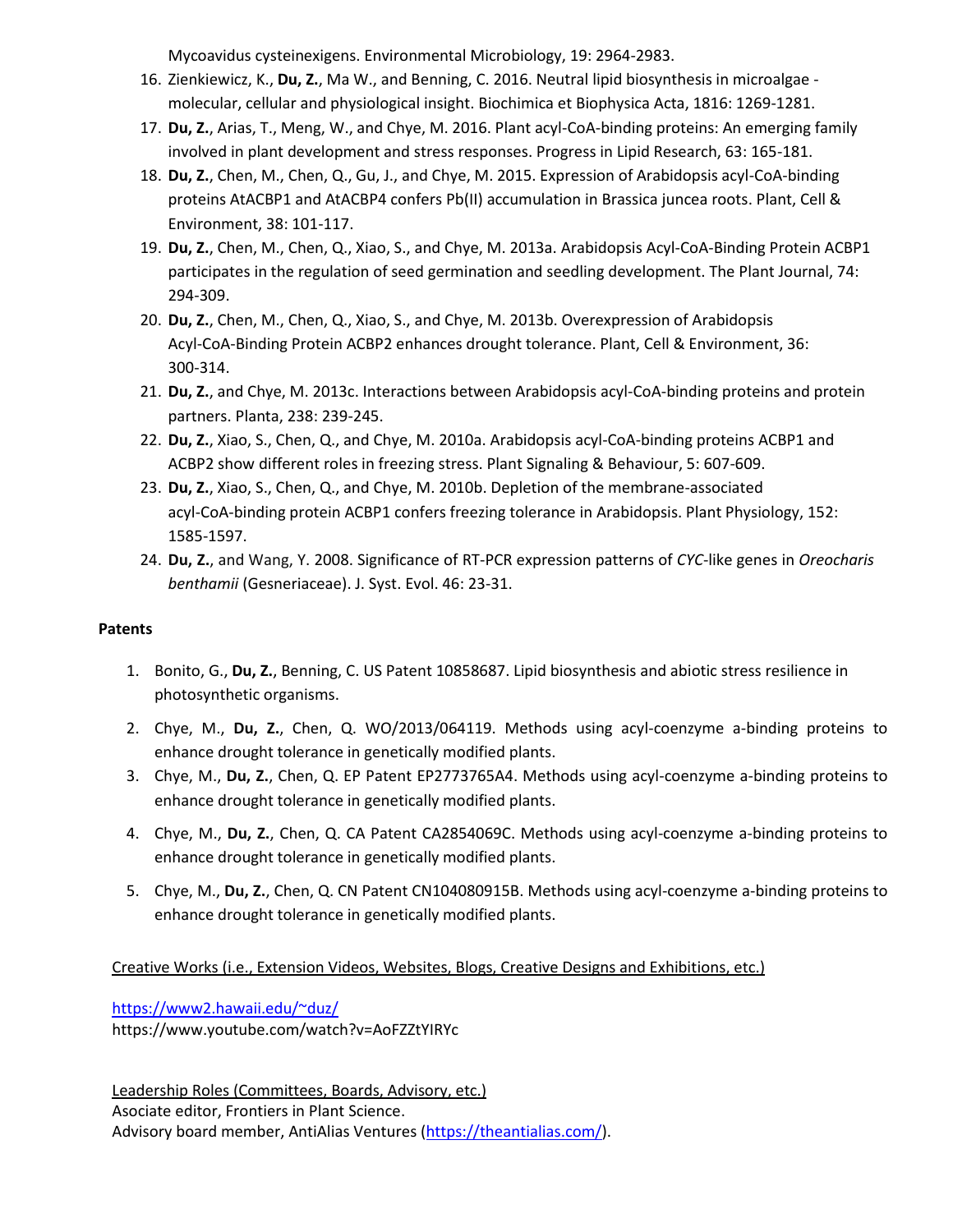Mycoavidus cysteinexigens. Environmental Microbiology, 19: 2964-2983.

16. Zienkiewicz, K., **Du, Z.**, Ma W., and Benning, C. 2016. Neutral lipid biosynthesis in microalgae - molecular, cellular and physiological insight. Biochimica et Biophysica Acta, 1816: 1269-1281.
17. **Du, Z.**, Arias, T., Meng, W., and Chye, M. 2016. Plant acyl-CoA-binding proteins: An emerging family involved in plant development and stress responses. Progress in Lipid Research, 63: 165-181.
18. **Du, Z.**, Chen, M., Chen, Q., Gu, J., and Chye, M. 2015. Expression of Arabidopsis acyl-CoA-binding proteins AtACBP1 and AtACBP4 confers Pb(II) accumulation in Brassica juncea roots. Plant, Cell & Environment, 38: 101-117.
19. **Du, Z.**, Chen, M., Chen, Q., Xiao, S., and Chye, M. 2013a. Arabidopsis Acyl-CoA-Binding Protein ACBP1 participates in the regulation of seed germination and seedling development. The Plant Journal, 74: 294-309.
20. **Du, Z.**, Chen, M., Chen, Q., Xiao, S., and Chye, M. 2013b. Overexpression of Arabidopsis Acyl-CoA-Binding Protein ACBP2 enhances drought tolerance. Plant, Cell & Environment, 36: 300-314.
21. **Du, Z.**, and Chye, M. 2013c. Interactions between Arabidopsis acyl-CoA-binding proteins and protein partners. Planta, 238: 239-245.
22. **Du, Z.**, Xiao, S., Chen, Q., and Chye, M. 2010a. Arabidopsis acyl-CoA-binding proteins ACBP1 and ACBP2 show different roles in freezing stress. Plant Signaling & Behaviour, 5: 607-609.
23. **Du, Z.**, Xiao, S., Chen, Q., and Chye, M. 2010b. Depletion of the membrane-associated acyl-CoA-binding protein ACBP1 confers freezing tolerance in Arabidopsis. Plant Physiology, 152: 1585-1597.
24. **Du, Z.**, and Wang, Y. 2008. Significance of RT-PCR expression patterns of *CYC*-like genes in *Oreocharis benthamii* (Gesneriaceae). J. Syst. Evol. 46: 23-31.

**Patents**

1. Bonito, G., **Du, Z.**, Benning, C. US Patent 10858687. Lipid biosynthesis and abiotic stress resilience in photosynthetic organisms.
2. Chye, M., **Du, Z.**, Chen, Q. WO/2013/064119. Methods using acyl-coenzyme a-binding proteins to enhance drought tolerance in genetically modified plants.
3. Chye, M., **Du, Z.**, Chen, Q. EP Patent EP2773765A4. Methods using acyl-coenzyme a-binding proteins to enhance drought tolerance in genetically modified plants.
4. Chye, M., **Du, Z.**, Chen, Q. CA Patent CA2854069C. Methods using acyl-coenzyme a-binding proteins to enhance drought tolerance in genetically modified plants.
5. Chye, M., **Du, Z.**, Chen, Q. CN Patent CN104080915B. Methods using acyl-coenzyme a-binding proteins to enhance drought tolerance in genetically modified plants.

Creative Works (i.e., Extension Videos, Websites, Blogs, Creative Designs and Exhibitions, etc.)

https://www2.hawaii.edu/~duz/
https://www.youtube.com/watch?v=AoFZZtYIRYc

Leadership Roles (Committees, Boards, Advisory, etc.)
Asociate editor, Frontiers in Plant Science.
Advisory board member, AntiAlias Ventures (https://theantialias.com/).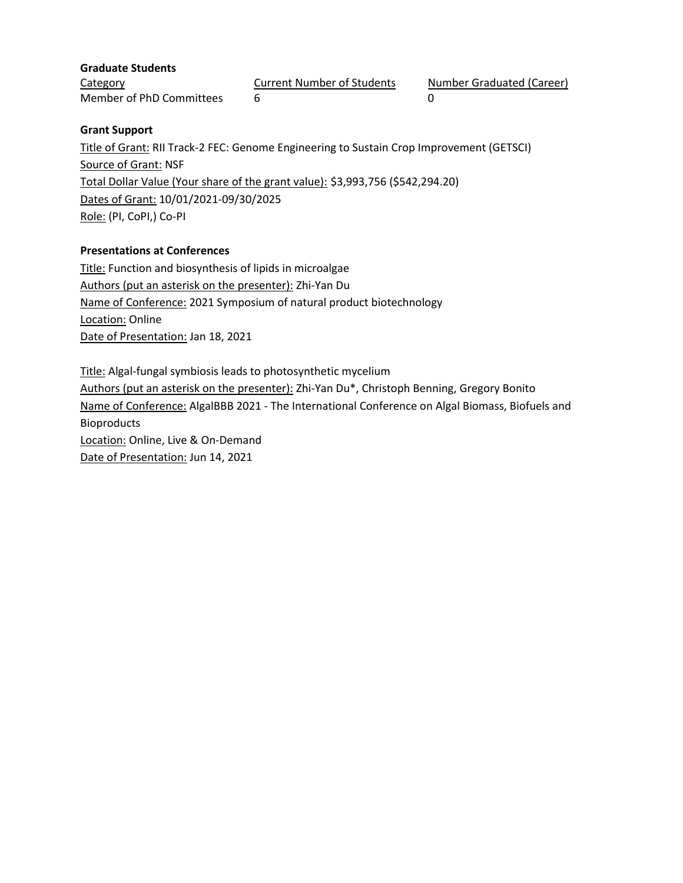**Graduate Students**

| Category | Current Number of Students | Number Graduated (Career) |
| --- | --- | --- |
| Member of PhD Committees | 6 | 0 |

**Grant Support**

Title of Grant: RII Track-2 FEC: Genome Engineering to Sustain Crop Improvement (GETSCI)
Source of Grant: NSF
Total Dollar Value (Your share of the grant value): $3,993,756 ($542,294.20)
Dates of Grant: 10/01/2021-09/30/2025
Role: (PI, CoPI,) Co-PI

**Presentations at Conferences**

Title: Function and biosynthesis of lipids in microalgae
Authors (put an asterisk on the presenter): Zhi-Yan Du
Name of Conference: 2021 Symposium of natural product biotechnology
Location: Online
Date of Presentation: Jan 18, 2021

Title: Algal-fungal symbiosis leads to photosynthetic mycelium
Authors (put an asterisk on the presenter): Zhi-Yan Du*, Christoph Benning, Gregory Bonito
Name of Conference: AlgalBBB 2021 - The International Conference on Algal Biomass, Biofuels and Bioproducts
Location: Online, Live & On-Demand
Date of Presentation: Jun 14, 2021